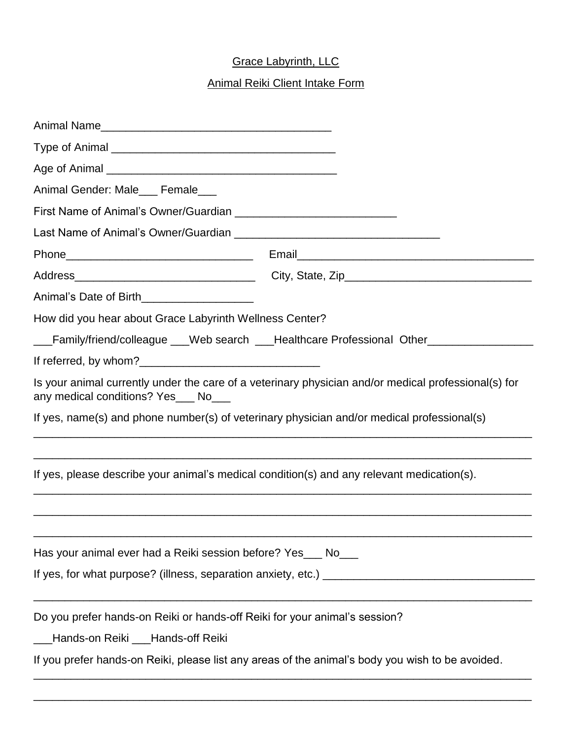Grace Labyrinth, LLC

Animal Reiki Client Intake Form

Animal Name_____________________________________

Type of Animal ____________________________________

Age of Animal _____________________________________

Animal Gender: Male___ Female___

First Name of Animal's Owner/Guardian _________________________

Last Name of Animal's Owner/Guardian ________________________________

Phone______________________________ Email_______________________________________

Address_____________________________ City, State, Zip______________________________

Animal's Date of Birth__________________

How did you hear about Grace Labyrinth Wellness Center?

___Family/friend/colleague ___Web search ___Healthcare Professional Other________________

If referred, by whom?_____________________________

Is your animal currently under the care of a veterinary physician and/or medical professional(s) for any medical conditions? Yes___ No___

If yes, name(s) and phone number(s) of veterinary physician and/or medical professional(s)

_________________________________________________________________________________

_________________________________________________________________________________

If yes, please describe your animal's medical condition(s) and any relevant medication(s).

_________________________________________________________________________________

_________________________________________________________________________________

_________________________________________________________________________________

Has your animal ever had a Reiki session before? Yes___ No___

If yes, for what purpose? (illness, separation anxiety, etc.) _________________________________

_________________________________________________________________________________

Do you prefer hands-on Reiki or hands-off Reiki for your animal's session?

___Hands-on Reiki ___Hands-off Reiki

If you prefer hands-on Reiki, please list any areas of the animal's body you wish to be avoided.

_________________________________________________________________________________

_________________________________________________________________________________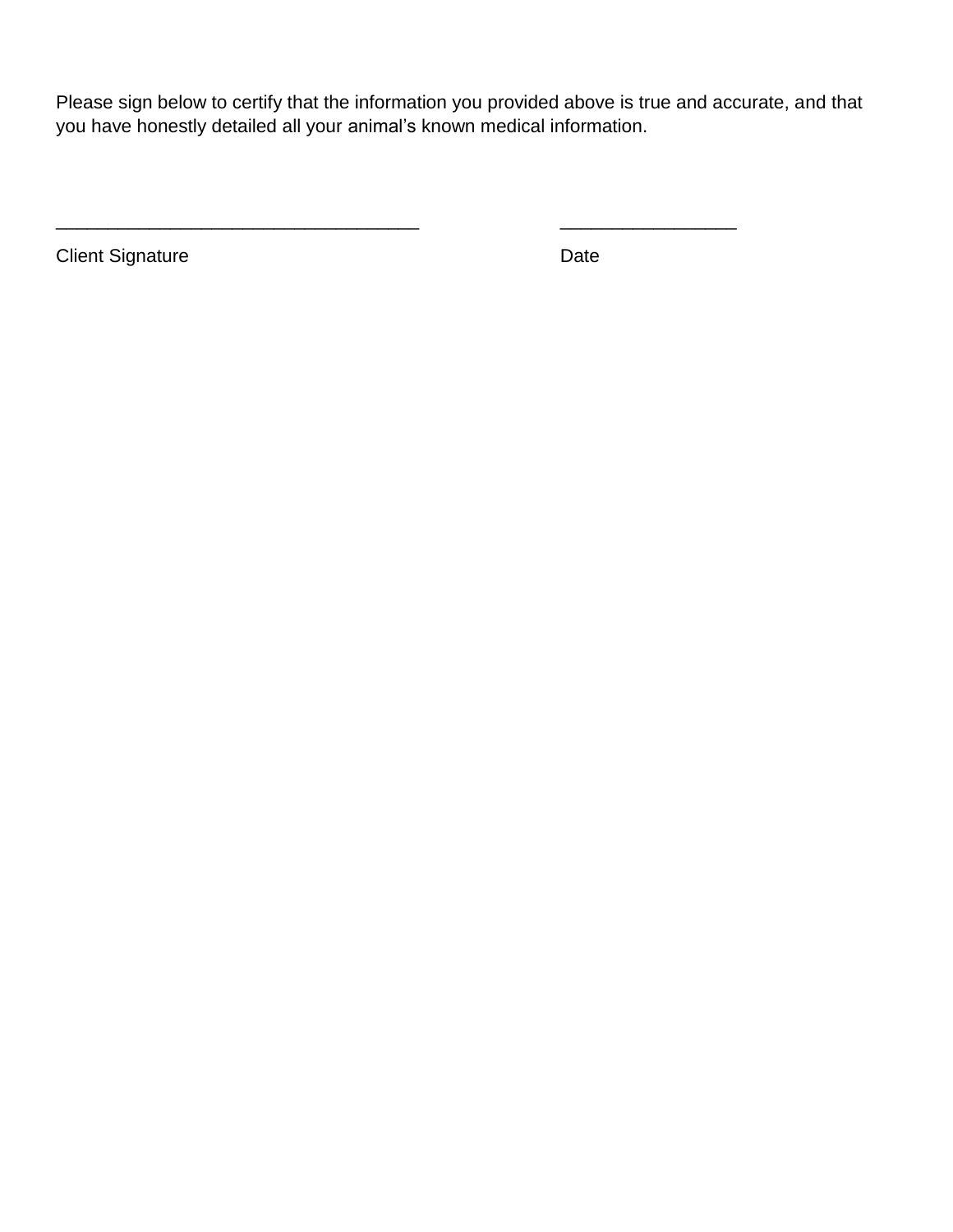Please sign below to certify that the information you provided above is true and accurate, and that you have honestly detailed all your animal's known medical information.

___________________________________ &nbsp;&nbsp;&nbsp;&nbsp;&nbsp;&nbsp;&nbsp;&nbsp;&nbsp;&nbsp; _________________

Client Signature &nbsp;&nbsp;&nbsp;&nbsp;&nbsp;&nbsp;&nbsp;&nbsp;&nbsp;&nbsp;&nbsp;&nbsp;&nbsp;&nbsp;&nbsp;&nbsp;&nbsp;&nbsp;&nbsp;&nbsp;&nbsp;&nbsp;&nbsp;&nbsp;&nbsp;&nbsp;&nbsp;&nbsp;&nbsp;&nbsp;&nbsp;&nbsp;&nbsp;&nbsp;&nbsp;&nbsp;&nbsp;&nbsp;&nbsp;&nbsp; Date